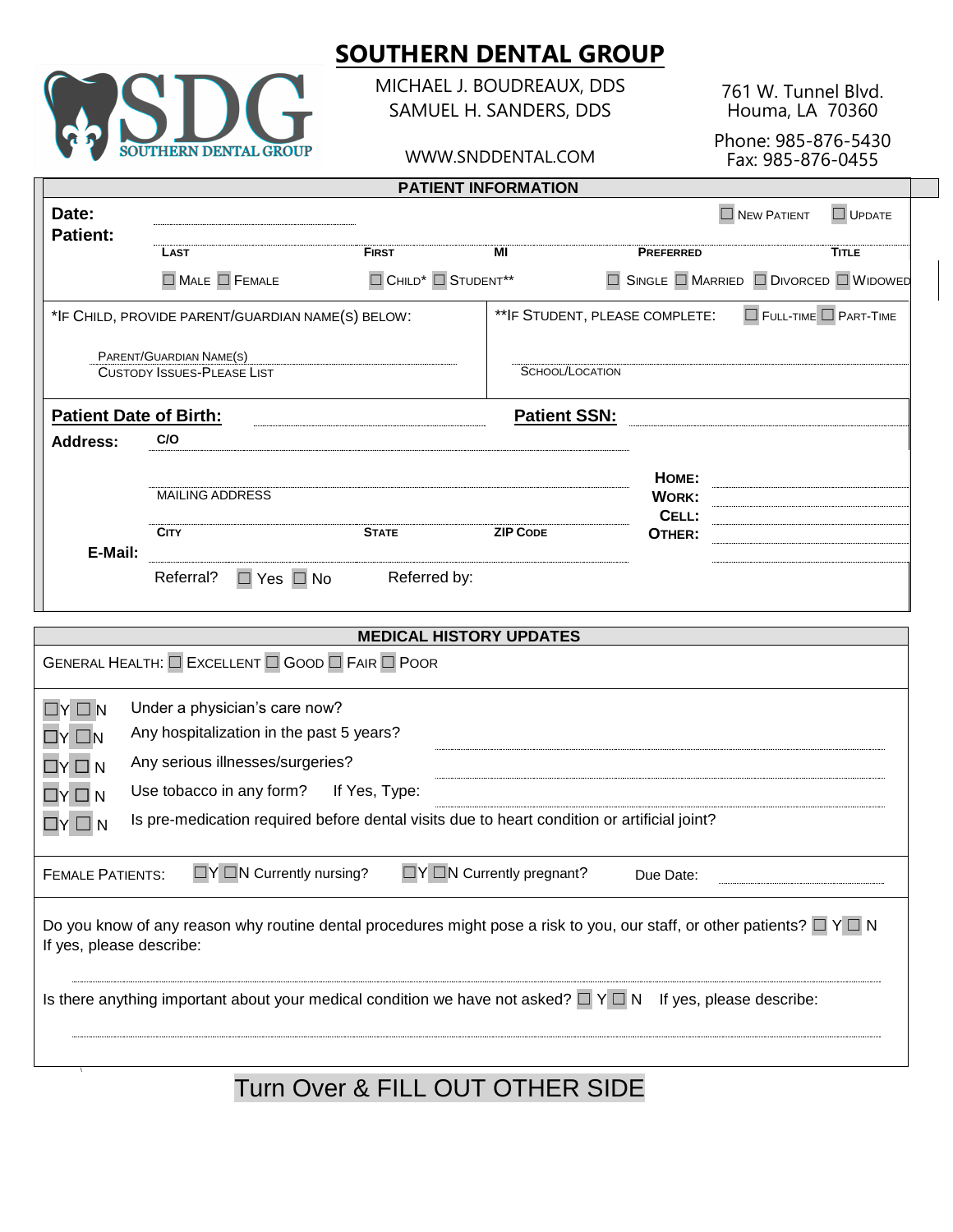# SOUTHERN DENTAL GROUP

SDG SOUTHERN DENTAL GROUP

MICHAEL J. BOUDREAUX, DDS
SAMUEL H. SANDERS, DDS

WWW.SNDDENTAL.COM

761 W. Tunnel Blvd.
Houma, LA 70360

Phone: 985-876-5430
Fax: 985-876-0455

## PATIENT INFORMATION

**Date:** ____________________ ☐ NEW PATIENT ☐ UPDATE

**Patient:**

| LAST | FIRST | MI | PREFERRED | TITLE |
|---|---|---|---|---|
| | | | | |

☐ MALE ☐ FEMALE ☐ CHILD* ☐ STUDENT** ☐ SINGLE ☐ MARRIED ☐ DIVORCED ☐ WIDOWED

*IF CHILD, PROVIDE PARENT/GUARDIAN NAME(S) BELOW:

PARENT/GUARDIAN NAME(S)
CUSTODY ISSUES-PLEASE LIST

**IF STUDENT, PLEASE COMPLETE: ☐ FULL-TIME ☐ PART-TIME

SCHOOL/LOCATION

**Patient Date of Birth:** ____________________ **Patient SSN:** ____________________

**Address:** C/O

MAILING ADDRESS

| CITY | STATE | ZIP CODE |
|---|---|---|
| | | |

**HOME:** ____________________
**WORK:** ____________________
**CELL:** ____________________
**OTHER:** ____________________

**E-Mail:** ____________________

Referral? ☐ Yes ☐ No Referred by:

## MEDICAL HISTORY UPDATES

GENERAL HEALTH: ☐ EXCELLENT ☐ GOOD ☐ FAIR ☐ POOR

- ☐Y ☐N Under a physician's care now?
- ☐Y ☐N Any hospitalization in the past 5 years? ____________________
- ☐Y ☐N Any serious illnesses/surgeries? ____________________
- ☐Y ☐N Use tobacco in any form? If Yes, Type: ____________________
- ☐Y ☐N Is pre-medication required before dental visits due to heart condition or artificial joint?

FEMALE PATIENTS: ☐Y ☐N Currently nursing? ☐Y ☐N Currently pregnant? Due Date: ____________________

Do you know of any reason why routine dental procedures might pose a risk to you, our staff, or other patients? ☐ Y ☐ N
If yes, please describe:

____________________

Is there anything important about your medical condition we have not asked? ☐ Y ☐ N If yes, please describe:

____________________

Turn Over & FILL OUT OTHER SIDE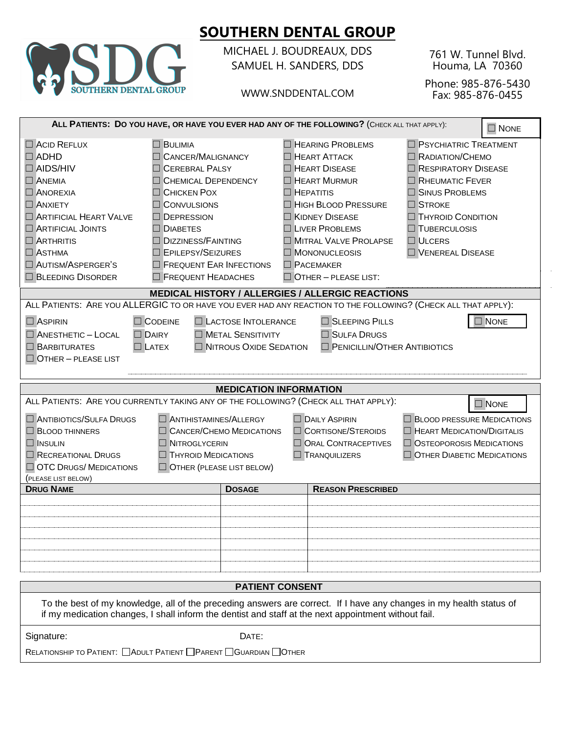# SOUTHERN DENTAL GROUP

MICHAEL J. BOUDREAUX, DDS
SAMUEL H. SANDERS, DDS

WWW.SNDDENTAL.COM

761 W. Tunnel Blvd.
Houma, LA 70360

Phone: 985-876-5430
Fax: 985-876-0455

**ALL PATIENTS: DO YOU HAVE, OR HAVE YOU EVER HAD ANY OF THE FOLLOWING?** (CHECK ALL THAT APPLY):

☐ NONE

- ☐ ACID REFLUX
- ☐ ADHD
- ☐ AIDS/HIV
- ☐ ANEMIA
- ☐ ANOREXIA
- ☐ ANXIETY
- ☐ ARTIFICIAL HEART VALVE
- ☐ ARTIFICIAL JOINTS
- ☐ ARTHRITIS
- ☐ ASTHMA
- ☐ AUTISM/ASPERGER'S
- ☐ BLEEDING DISORDER
- ☐ BULIMIA
- ☐ CANCER/MALIGNANCY
- ☐ CEREBRAL PALSY
- ☐ CHEMICAL DEPENDENCY
- ☐ CHICKEN POX
- ☐ CONVULSIONS
- ☐ DEPRESSION
- ☐ DIABETES
- ☐ DIZZINESS/FAINTING
- ☐ EPILEPSY/SEIZURES
- ☐ FREQUENT EAR INFECTIONS
- ☐ FREQUENT HEADACHES
- ☐ HEARING PROBLEMS
- ☐ HEART ATTACK
- ☐ HEART DISEASE
- ☐ HEART MURMUR
- ☐ HEPATITIS
- ☐ HIGH BLOOD PRESSURE
- ☐ KIDNEY DISEASE
- ☐ LIVER PROBLEMS
- ☐ MITRAL VALVE PROLAPSE
- ☐ MONONUCLEOSIS
- ☐ PACEMAKER
- ☐ OTHER – PLEASE LIST:
- ☐ PSYCHIATRIC TREATMENT
- ☐ RADIATION/CHEMO
- ☐ RESPIRATORY DISEASE
- ☐ RHEUMATIC FEVER
- ☐ SINUS PROBLEMS
- ☐ STROKE
- ☐ THYROID CONDITION
- ☐ TUBERCULOSIS
- ☐ ULCERS
- ☐ VENEREAL DISEASE

## MEDICAL HISTORY / ALLERGIES / ALLERGIC REACTIONS

ALL PATIENTS: ARE YOU ALLERGIC TO OR HAVE YOU EVER HAD ANY REACTION TO THE FOLLOWING? (CHECK ALL THAT APPLY):

☐ NONE

- ☐ ASPIRIN
- ☐ ANESTHETIC – LOCAL
- ☐ BARBITURATES
- ☐ OTHER – PLEASE LIST
- ☐ CODEINE
- ☐ DAIRY
- ☐ LATEX
- ☐ LACTOSE INTOLERANCE
- ☐ METAL SENSITIVITY
- ☐ NITROUS OXIDE SEDATION
- ☐ SLEEPING PILLS
- ☐ SULFA DRUGS
- ☐ PENICILLIN/OTHER ANTIBIOTICS

## MEDICATION INFORMATION

ALL PATIENTS: ARE YOU CURRENTLY TAKING ANY OF THE FOLLOWING? (CHECK ALL THAT APPLY):

☐ NONE

- ☐ ANTIBIOTICS/SULFA DRUGS
- ☐ BLOOD THINNERS
- ☐ INSULIN
- ☐ RECREATIONAL DRUGS
- ☐ OTC DRUGS/ MEDICATIONS (PLEASE LIST BELOW)
- ☐ ANTIHISTAMINES/ALLERGY
- ☐ CANCER/CHEMO MEDICATIONS
- ☐ NITROGLYCERIN
- ☐ THYROID MEDICATIONS
- ☐ OTHER (PLEASE LIST BELOW)
- ☐ DAILY ASPIRIN
- ☐ CORTISONE/STEROIDS
- ☐ ORAL CONTRACEPTIVES
- ☐ TRANQUILIZERS
- ☐ BLOOD PRESSURE MEDICATIONS
- ☐ HEART MEDICATION/DIGITALIS
- ☐ OSTEOPOROSIS MEDICATIONS
- ☐ OTHER DIABETIC MEDICATIONS

| DRUG NAME | DOSAGE | REASON PRESCRIBED |
|---|---|---|
| | | |
| | | |
| | | |
| | | |
| | | |
| | | |

## PATIENT CONSENT

To the best of my knowledge, all of the preceding answers are correct. If I have any changes in my health status of if my medication changes, I shall inform the dentist and staff at the next appointment without fail.

Signature: DATE:

RELATIONSHIP TO PATIENT: ☐ ADULT PATIENT ☐ PARENT ☐ GUARDIAN ☐ OTHER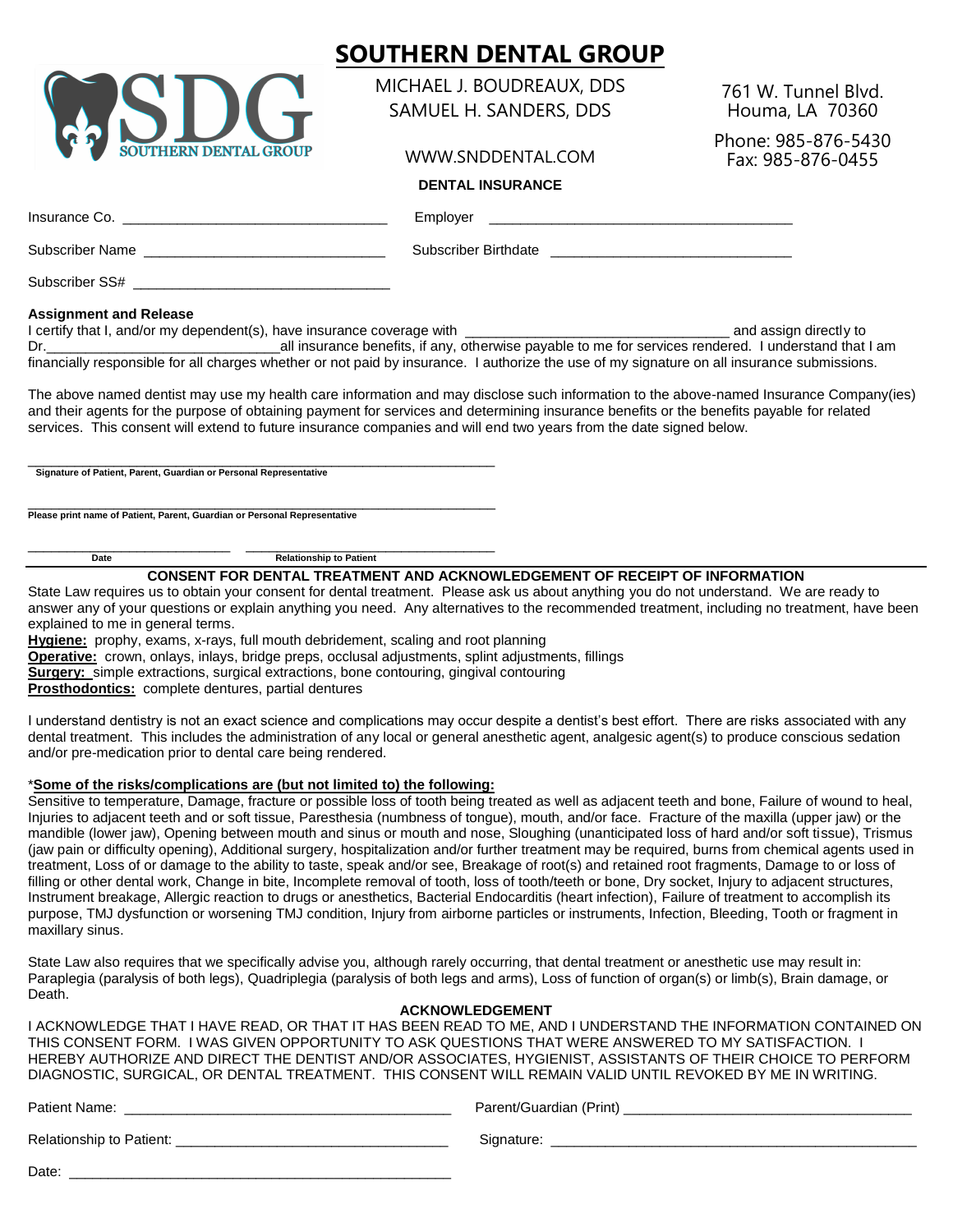# SOUTHERN DENTAL GROUP

MICHAEL J. BOUDREAUX, DDS
SAMUEL H. SANDERS, DDS

WWW.SNDDENTAL.COM

761 W. Tunnel Blvd.
Houma, LA 70360

Phone: 985-876-5430
Fax: 985-876-0455

## DENTAL INSURANCE

Insurance Co. ________________________________ Employer ____________________________________

Subscriber Name ______________________________ Subscriber Birthdate ____________________________

Subscriber SS# ________________________________

**Assignment and Release**

I certify that I, and/or my dependent(s), have insurance coverage with ______________________________ and assign directly to Dr.______________________________all insurance benefits, if any, otherwise payable to me for services rendered. I understand that I am financially responsible for all charges whether or not paid by insurance. I authorize the use of my signature on all insurance submissions.

The above named dentist may use my health care information and may disclose such information to the above-named Insurance Company(ies) and their agents for the purpose of obtaining payment for services and determining insurance benefits or the benefits payable for related services. This consent will extend to future insurance companies and will end two years from the date signed below.

______________________________________________________________
**Signature of Patient, Parent, Guardian or Personal Representative**

______________________________________________________________
**Please print name of Patient, Parent, Guardian or Personal Representative**

__________________________ ______________________________
**Date** **Relationship to Patient**

## CONSENT FOR DENTAL TREATMENT AND ACKNOWLEDGEMENT OF RECEIPT OF INFORMATION

State Law requires us to obtain your consent for dental treatment. Please ask us about anything you do not understand. We are ready to answer any of your questions or explain anything you need. Any alternatives to the recommended treatment, including no treatment, have been explained to me in general terms.

**Hygiene:** prophy, exams, x-rays, full mouth debridement, scaling and root planning
**Operative:** crown, onlays, inlays, bridge preps, occlusal adjustments, splint adjustments, fillings
**Surgery:** simple extractions, surgical extractions, bone contouring, gingival contouring
**Prosthodontics:** complete dentures, partial dentures

I understand dentistry is not an exact science and complications may occur despite a dentist's best effort. There are risks associated with any dental treatment. This includes the administration of any local or general anesthetic agent, analgesic agent(s) to produce conscious sedation and/or pre-medication prior to dental care being rendered.

*__Some of the risks/complications are (but not limited to) the following:__*

Sensitive to temperature, Damage, fracture or possible loss of tooth being treated as well as adjacent teeth and bone, Failure of wound to heal, Injuries to adjacent teeth and or soft tissue, Paresthesia (numbness of tongue), mouth, and/or face. Fracture of the maxilla (upper jaw) or the mandible (lower jaw), Opening between mouth and sinus or mouth and nose, Sloughing (unanticipated loss of hard and/or soft tissue), Trismus (jaw pain or difficulty opening), Additional surgery, hospitalization and/or further treatment may be required, burns from chemical agents used in treatment, Loss of or damage to the ability to taste, speak and/or see, Breakage of root(s) and retained root fragments, Damage to or loss of filling or other dental work, Change in bite, Incomplete removal of tooth, loss of tooth/teeth or bone, Dry socket, Injury to adjacent structures, Instrument breakage, Allergic reaction to drugs or anesthetics, Bacterial Endocarditis (heart infection), Failure of treatment to accomplish its purpose, TMJ dysfunction or worsening TMJ condition, Injury from airborne particles or instruments, Infection, Bleeding, Tooth or fragment in maxillary sinus.

State Law also requires that we specifically advise you, although rarely occurring, that dental treatment or anesthetic use may result in: Paraplegia (paralysis of both legs), Quadriplegia (paralysis of both legs and arms), Loss of function of organ(s) or limb(s), Brain damage, or Death.

### ACKNOWLEDGEMENT

I ACKNOWLEDGE THAT I HAVE READ, OR THAT IT HAS BEEN READ TO ME, AND I UNDERSTAND THE INFORMATION CONTAINED ON THIS CONSENT FORM. I WAS GIVEN OPPORTUNITY TO ASK QUESTIONS THAT WERE ANSWERED TO MY SATISFACTION. I HEREBY AUTHORIZE AND DIRECT THE DENTIST AND/OR ASSOCIATES, HYGIENIST, ASSISTANTS OF THEIR CHOICE TO PERFORM DIAGNOSTIC, SURGICAL, OR DENTAL TREATMENT. THIS CONSENT WILL REMAIN VALID UNTIL REVOKED BY ME IN WRITING.

Patient Name: ________________________________________ Parent/Guardian (Print) ____________________________________

Relationship to Patient: ________________________________ Signature: ______________________________________________

Date: ______________________________________________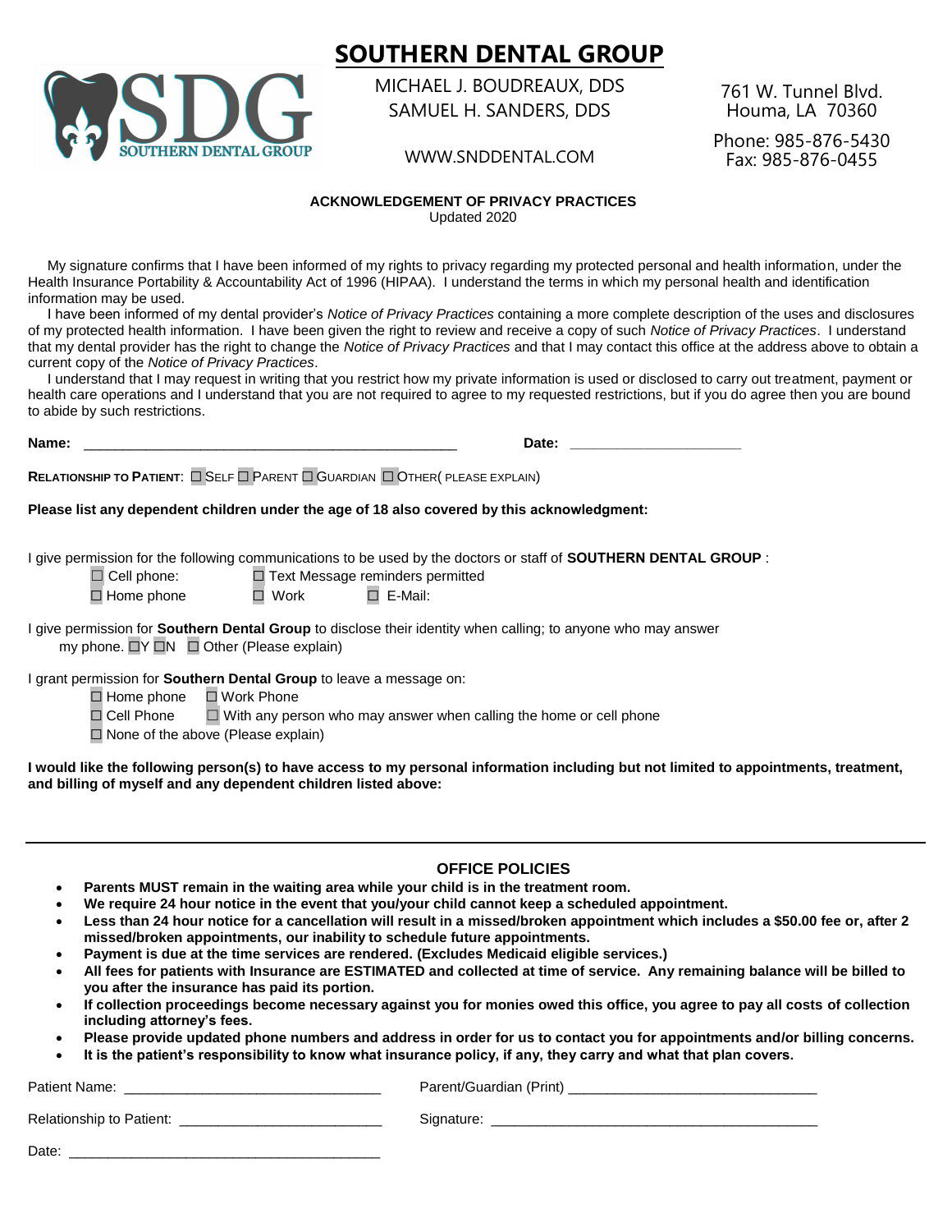# SOUTHERN DENTAL GROUP

MICHAEL J. BOUDREAUX, DDS
SAMUEL H. SANDERS, DDS

WWW.SNDDENTAL.COM

761 W. Tunnel Blvd.
Houma, LA 70360

Phone: 985-876-5430
Fax: 985-876-0455

**ACKNOWLEDGEMENT OF PRIVACY PRACTICES**
Updated 2020

My signature confirms that I have been informed of my rights to privacy regarding my protected personal and health information, under the Health Insurance Portability & Accountability Act of 1996 (HIPAA). I understand the terms in which my personal health and identification information may be used.

I have been informed of my dental provider's *Notice of Privacy Practices* containing a more complete description of the uses and disclosures of my protected health information. I have been given the right to review and receive a copy of such *Notice of Privacy Practices*. I understand that my dental provider has the right to change the *Notice of Privacy Practices* and that I may contact this office at the address above to obtain a current copy of the *Notice of Privacy Practices*.

I understand that I may request in writing that you restrict how my private information is used or disclosed to carry out treatment, payment or health care operations and I understand that you are not required to agree to my requested restrictions, but if you do agree then you are bound to abide by such restrictions.

**Name:** ________________________________________________ **Date:** _____________________

**RELATIONSHIP TO PATIENT**: ☐ SELF ☐ PARENT ☐ GUARDIAN ☐ OTHER( PLEASE EXPLAIN)

**Please list any dependent children under the age of 18 also covered by this acknowledgment:**

I give permission for the following communications to be used by the doctors or staff of **SOUTHERN DENTAL GROUP** :

☐ Cell phone: ☐ Text Message reminders permitted
☐ Home phone ☐ Work ☐ E-Mail:

I give permission for **Southern Dental Group** to disclose their identity when calling; to anyone who may answer my phone. ☐Y ☐N ☐ Other (Please explain)

I grant permission for **Southern Dental Group** to leave a message on:

☐ Home phone ☐ Work Phone
☐ Cell Phone ☐ With any person who may answer when calling the home or cell phone
☐ None of the above (Please explain)

**I would like the following person(s) to have access to my personal information including but not limited to appointments, treatment, and billing of myself and any dependent children listed above:**

---

## OFFICE POLICIES

- **Parents MUST remain in the waiting area while your child is in the treatment room.**
- **We require 24 hour notice in the event that you/your child cannot keep a scheduled appointment.**
- **Less than 24 hour notice for a cancellation will result in a missed/broken appointment which includes a $50.00 fee or, after 2 missed/broken appointments, our inability to schedule future appointments.**
- **Payment is due at the time services are rendered. (Excludes Medicaid eligible services.)**
- **All fees for patients with Insurance are ESTIMATED and collected at time of service. Any remaining balance will be billed to you after the insurance has paid its portion.**
- **If collection proceedings become necessary against you for monies owed this office, you agree to pay all costs of collection including attorney's fees.**
- **Please provide updated phone numbers and address in order for us to contact you for appointments and/or billing concerns.**
- **It is the patient's responsibility to know what insurance policy, if any, they carry and what that plan covers.**

Patient Name: ________________________________ Parent/Guardian (Print) _______________________________

Relationship to Patient: __________________________ Signature: __________________________________________

Date: ________________________________________